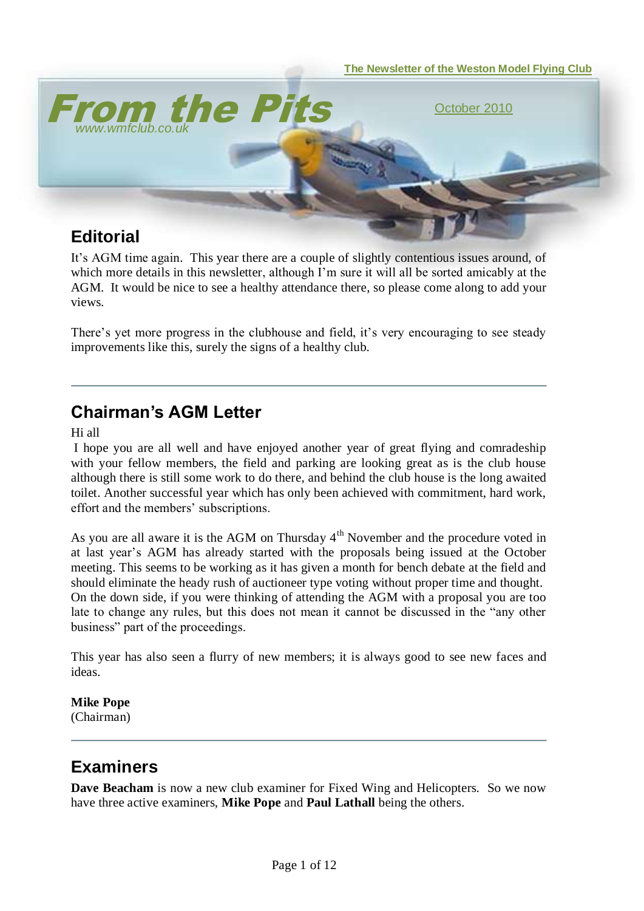The Newsletter of the Weston Model Flying Club

# From the Pits

www.wmfclub.co.uk

October 2010

## Editorial

It's AGM time again. This year there are a couple of slightly contentious issues around, of which more details in this newsletter, although I'm sure it will all be sorted amicably at the AGM. It would be nice to see a healthy attendance there, so please come along to add your views.

There's yet more progress in the clubhouse and field, it's very encouraging to see steady improvements like this, surely the signs of a healthy club.

---

## Chairman's AGM Letter

Hi all

I hope you are all well and have enjoyed another year of great flying and comradeship with your fellow members, the field and parking are looking great as is the club house although there is still some work to do there, and behind the club house is the long awaited toilet. Another successful year which has only been achieved with commitment, hard work, effort and the members' subscriptions.

As you are all aware it is the AGM on Thursday 4th November and the procedure voted in at last year's AGM has already started with the proposals being issued at the October meeting. This seems to be working as it has given a month for bench debate at the field and should eliminate the heady rush of auctioneer type voting without proper time and thought. On the down side, if you were thinking of attending the AGM with a proposal you are too late to change any rules, but this does not mean it cannot be discussed in the "any other business" part of the proceedings.

This year has also seen a flurry of new members; it is always good to see new faces and ideas.

**Mike Pope**
(Chairman)

---

## Examiners

**Dave Beacham** is now a new club examiner for Fixed Wing and Helicopters. So we now have three active examiners, **Mike Pope** and **Paul Lathall** being the others.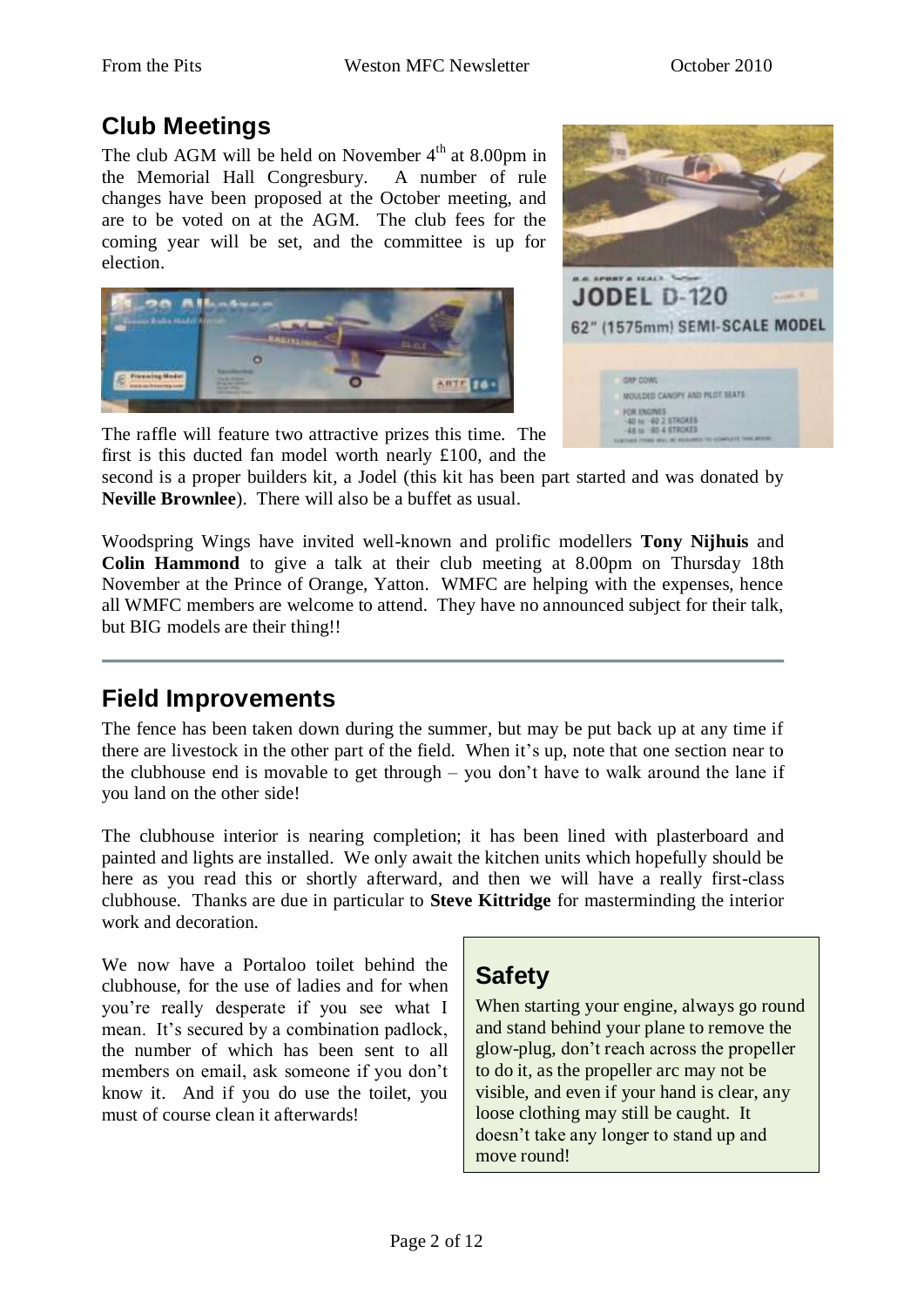## Club Meetings

The club AGM will be held on November 4th at 8.00pm in the Memorial Hall Congresbury. A number of rule changes have been proposed at the October meeting, and are to be voted on at the AGM. The club fees for the coming year will be set, and the committee is up for election.

The raffle will feature two attractive prizes this time. The first is this ducted fan model worth nearly £100, and the second is a proper builders kit, a Jodel (this kit has been part started and was donated by **Neville Brownlee**). There will also be a buffet as usual.

Woodspring Wings have invited well-known and prolific modellers **Tony Nijhuis** and **Colin Hammond** to give a talk at their club meeting at 8.00pm on Thursday 18th November at the Prince of Orange, Yatton. WMFC are helping with the expenses, hence all WMFC members are welcome to attend. They have no announced subject for their talk, but BIG models are their thing!!

---

## Field Improvements

The fence has been taken down during the summer, but may be put back up at any time if there are livestock in the other part of the field. When it's up, note that one section near to the clubhouse end is movable to get through – you don't have to walk around the lane if you land on the other side!

The clubhouse interior is nearing completion; it has been lined with plasterboard and painted and lights are installed. We only await the kitchen units which hopefully should be here as you read this or shortly afterward, and then we will have a really first-class clubhouse. Thanks are due in particular to **Steve Kittridge** for masterminding the interior work and decoration.

We now have a Portaloo toilet behind the clubhouse, for the use of ladies and for when you're really desperate if you see what I mean. It's secured by a combination padlock, the number of which has been sent to all members on email, ask someone if you don't know it. And if you do use the toilet, you must of course clean it afterwards!

## Safety

When starting your engine, always go round and stand behind your plane to remove the glow-plug, don't reach across the propeller to do it, as the propeller arc may not be visible, and even if your hand is clear, any loose clothing may still be caught. It doesn't take any longer to stand up and move round!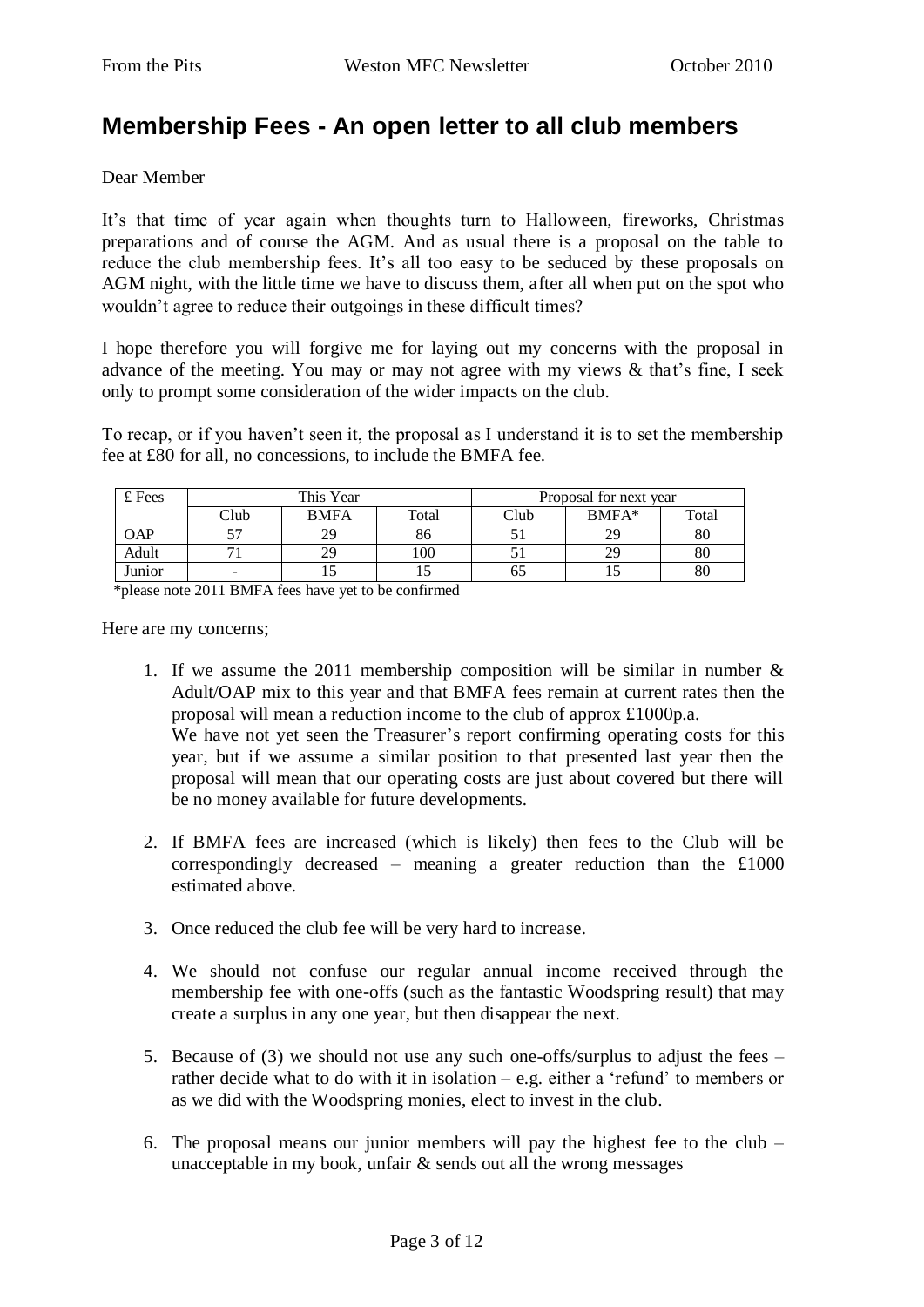## Membership Fees - An open letter to all club members

Dear Member

It's that time of year again when thoughts turn to Halloween, fireworks, Christmas preparations and of course the AGM. And as usual there is a proposal on the table to reduce the club membership fees. It's all too easy to be seduced by these proposals on AGM night, with the little time we have to discuss them, after all when put on the spot who wouldn't agree to reduce their outgoings in these difficult times?

I hope therefore you will forgive me for laying out my concerns with the proposal in advance of the meeting. You may or may not agree with my views & that's fine, I seek only to prompt some consideration of the wider impacts on the club.

To recap, or if you haven't seen it, the proposal as I understand it is to set the membership fee at £80 for all, no concessions, to include the BMFA fee.

| £ Fees | This Year | | | Proposal for next year | | |
|---|---|---|---|---|---|---|
| | Club | BMFA | Total | Club | BMFA* | Total |
| OAP | 57 | 29 | 86 | 51 | 29 | 80 |
| Adult | 71 | 29 | 100 | 51 | 29 | 80 |
| Junior | - | 15 | 15 | 65 | 15 | 80 |

*please note 2011 BMFA fees have yet to be confirmed

Here are my concerns;

1. If we assume the 2011 membership composition will be similar in number & Adult/OAP mix to this year and that BMFA fees remain at current rates then the proposal will mean a reduction income to the club of approx £1000p.a.
   We have not yet seen the Treasurer's report confirming operating costs for this year, but if we assume a similar position to that presented last year then the proposal will mean that our operating costs are just about covered but there will be no money available for future developments.

2. If BMFA fees are increased (which is likely) then fees to the Club will be correspondingly decreased – meaning a greater reduction than the £1000 estimated above.

3. Once reduced the club fee will be very hard to increase.

4. We should not confuse our regular annual income received through the membership fee with one-offs (such as the fantastic Woodspring result) that may create a surplus in any one year, but then disappear the next.

5. Because of (3) we should not use any such one-offs/surplus to adjust the fees – rather decide what to do with it in isolation – e.g. either a 'refund' to members or as we did with the Woodspring monies, elect to invest in the club.

6. The proposal means our junior members will pay the highest fee to the club – unacceptable in my book, unfair & sends out all the wrong messages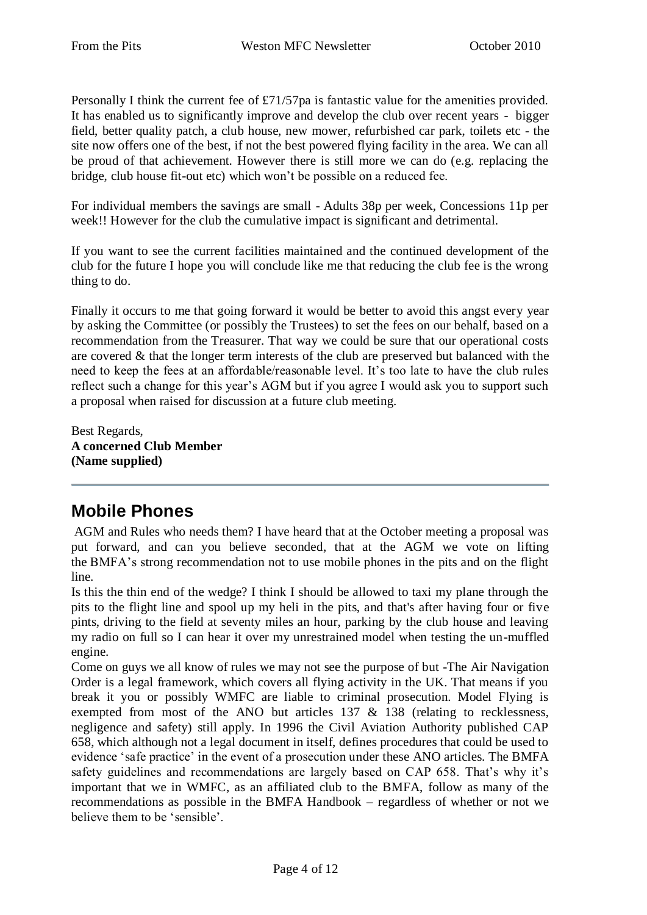Personally I think the current fee of £71/57pa is fantastic value for the amenities provided. It has enabled us to significantly improve and develop the club over recent years - bigger field, better quality patch, a club house, new mower, refurbished car park, toilets etc - the site now offers one of the best, if not the best powered flying facility in the area. We can all be proud of that achievement. However there is still more we can do (e.g. replacing the bridge, club house fit-out etc) which won't be possible on a reduced fee.

For individual members the savings are small - Adults 38p per week, Concessions 11p per week!! However for the club the cumulative impact is significant and detrimental.

If you want to see the current facilities maintained and the continued development of the club for the future I hope you will conclude like me that reducing the club fee is the wrong thing to do.

Finally it occurs to me that going forward it would be better to avoid this angst every year by asking the Committee (or possibly the Trustees) to set the fees on our behalf, based on a recommendation from the Treasurer. That way we could be sure that our operational costs are covered & that the longer term interests of the club are preserved but balanced with the need to keep the fees at an affordable/reasonable level. It's too late to have the club rules reflect such a change for this year's AGM but if you agree I would ask you to support such a proposal when raised for discussion at a future club meeting.

Best Regards,
**A concerned Club Member**
**(Name supplied)**

---

## Mobile Phones

AGM and Rules who needs them? I have heard that at the October meeting a proposal was put forward, and can you believe seconded, that at the AGM we vote on lifting the BMFA's strong recommendation not to use mobile phones in the pits and on the flight line.

Is this the thin end of the wedge? I think I should be allowed to taxi my plane through the pits to the flight line and spool up my heli in the pits, and that's after having four or five pints, driving to the field at seventy miles an hour, parking by the club house and leaving my radio on full so I can hear it over my unrestrained model when testing the un-muffled engine.

Come on guys we all know of rules we may not see the purpose of but -The Air Navigation Order is a legal framework, which covers all flying activity in the UK. That means if you break it you or possibly WMFC are liable to criminal prosecution. Model Flying is exempted from most of the ANO but articles 137 & 138 (relating to recklessness, negligence and safety) still apply. In 1996 the Civil Aviation Authority published CAP 658, which although not a legal document in itself, defines procedures that could be used to evidence 'safe practice' in the event of a prosecution under these ANO articles. The BMFA safety guidelines and recommendations are largely based on CAP 658. That's why it's important that we in WMFC, as an affiliated club to the BMFA, follow as many of the recommendations as possible in the BMFA Handbook – regardless of whether or not we believe them to be 'sensible'.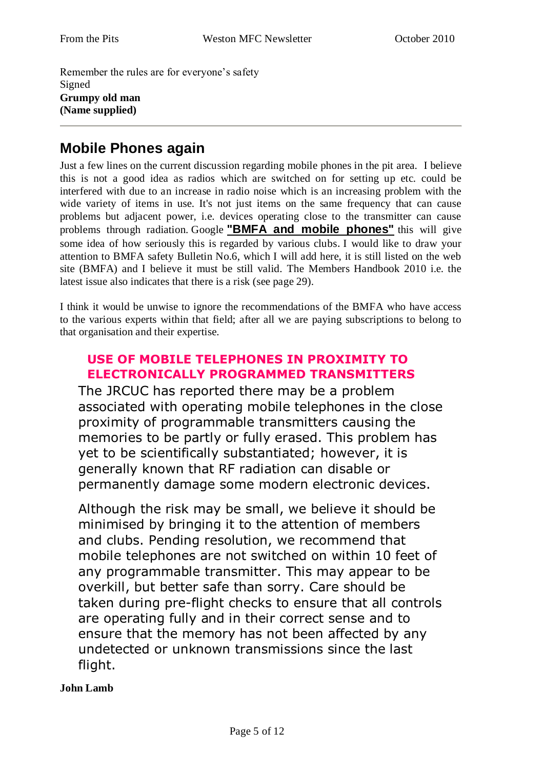Remember the rules are for everyone's safety
Signed
**Grumpy old man**
**(Name supplied)**

---

## Mobile Phones again

Just a few lines on the current discussion regarding mobile phones in the pit area. I believe this is not a good idea as radios which are switched on for setting up etc. could be interfered with due to an increase in radio noise which is an increasing problem with the wide variety of items in use. It's not just items on the same frequency that can cause problems but adjacent power, i.e. devices operating close to the transmitter can cause problems through radiation. Google **"BMFA and mobile phones"** this will give some idea of how seriously this is regarded by various clubs. I would like to draw your attention to BMFA safety Bulletin No.6, which I will add here, it is still listed on the web site (BMFA) and I believe it must be still valid. The Members Handbook 2010 i.e. the latest issue also indicates that there is a risk (see page 29).

I think it would be unwise to ignore the recommendations of the BMFA who have access to the various experts within that field; after all we are paying subscriptions to belong to that organisation and their expertise.

### USE OF MOBILE TELEPHONES IN PROXIMITY TO ELECTRONICALLY PROGRAMMED TRANSMITTERS

The JRCUC has reported there may be a problem associated with operating mobile telephones in the close proximity of programmable transmitters causing the memories to be partly or fully erased. This problem has yet to be scientifically substantiated; however, it is generally known that RF radiation can disable or permanently damage some modern electronic devices.

Although the risk may be small, we believe it should be minimised by bringing it to the attention of members and clubs. Pending resolution, we recommend that mobile telephones are not switched on within 10 feet of any programmable transmitter. This may appear to be overkill, but better safe than sorry. Care should be taken during pre-flight checks to ensure that all controls are operating fully and in their correct sense and to ensure that the memory has not been affected by any undetected or unknown transmissions since the last flight.

**John Lamb**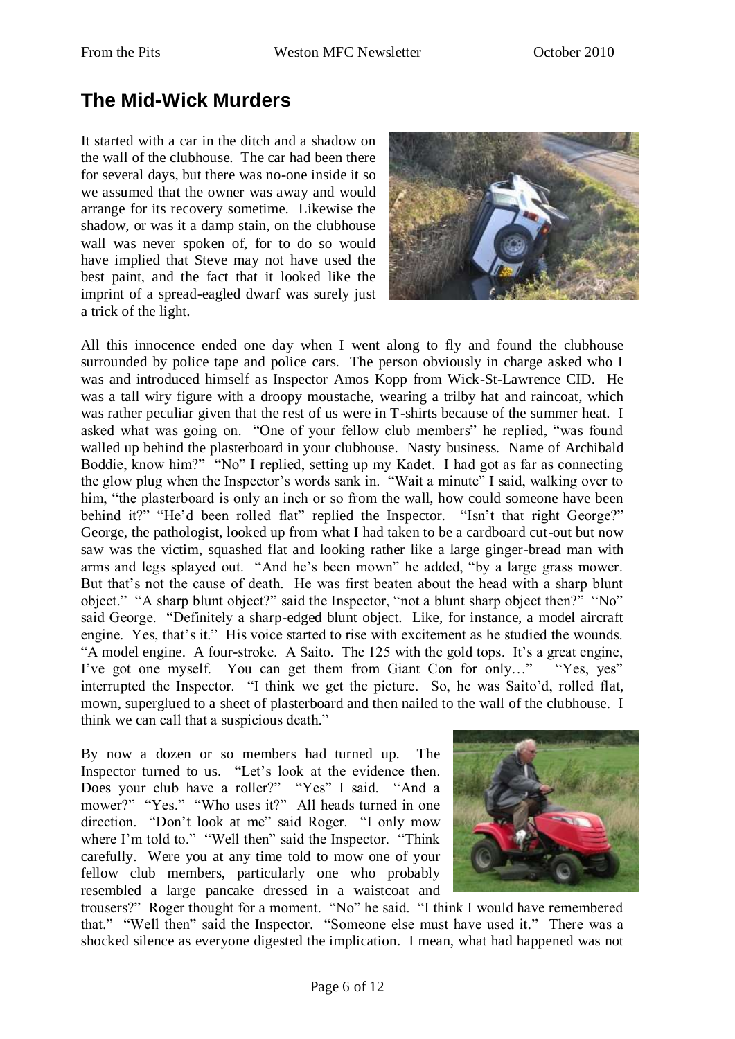# The Mid-Wick Murders

It started with a car in the ditch and a shadow on the wall of the clubhouse. The car had been there for several days, but there was no-one inside it so we assumed that the owner was away and would arrange for its recovery sometime. Likewise the shadow, or was it a damp stain, on the clubhouse wall was never spoken of, for to do so would have implied that Steve may not have used the best paint, and the fact that it looked like the imprint of a spread-eagled dwarf was surely just a trick of the light.

All this innocence ended one day when I went along to fly and found the clubhouse surrounded by police tape and police cars. The person obviously in charge asked who I was and introduced himself as Inspector Amos Kopp from Wick-St-Lawrence CID. He was a tall wiry figure with a droopy moustache, wearing a trilby hat and raincoat, which was rather peculiar given that the rest of us were in T-shirts because of the summer heat. I asked what was going on. "One of your fellow club members" he replied, "was found walled up behind the plasterboard in your clubhouse. Nasty business. Name of Archibald Boddie, know him?" "No" I replied, setting up my Kadet. I had got as far as connecting the glow plug when the Inspector's words sank in. "Wait a minute" I said, walking over to him, "the plasterboard is only an inch or so from the wall, how could someone have been behind it?" "He'd been rolled flat" replied the Inspector. "Isn't that right George?" George, the pathologist, looked up from what I had taken to be a cardboard cut-out but now saw was the victim, squashed flat and looking rather like a large ginger-bread man with arms and legs splayed out. "And he's been mown" he added, "by a large grass mower. But that's not the cause of death. He was first beaten about the head with a sharp blunt object." "A sharp blunt object?" said the Inspector, "not a blunt sharp object then?" "No" said George. "Definitely a sharp-edged blunt object. Like, for instance, a model aircraft engine. Yes, that's it." His voice started to rise with excitement as he studied the wounds. "A model engine. A four-stroke. A Saito. The 125 with the gold tops. It's a great engine, I've got one myself. You can get them from Giant Con for only…" "Yes, yes" interrupted the Inspector. "I think we get the picture. So, he was Saito'd, rolled flat, mown, superglued to a sheet of plasterboard and then nailed to the wall of the clubhouse. I think we can call that a suspicious death."

By now a dozen or so members had turned up. The Inspector turned to us. "Let's look at the evidence then. Does your club have a roller?" "Yes" I said. "And a mower?" "Yes." "Who uses it?" All heads turned in one direction. "Don't look at me" said Roger. "I only mow where I'm told to." "Well then" said the Inspector. "Think carefully. Were you at any time told to mow one of your fellow club members, particularly one who probably resembled a large pancake dressed in a waistcoat and trousers?" Roger thought for a moment. "No" he said. "I think I would have remembered that." "Well then" said the Inspector. "Someone else must have used it." There was a shocked silence as everyone digested the implication. I mean, what had happened was not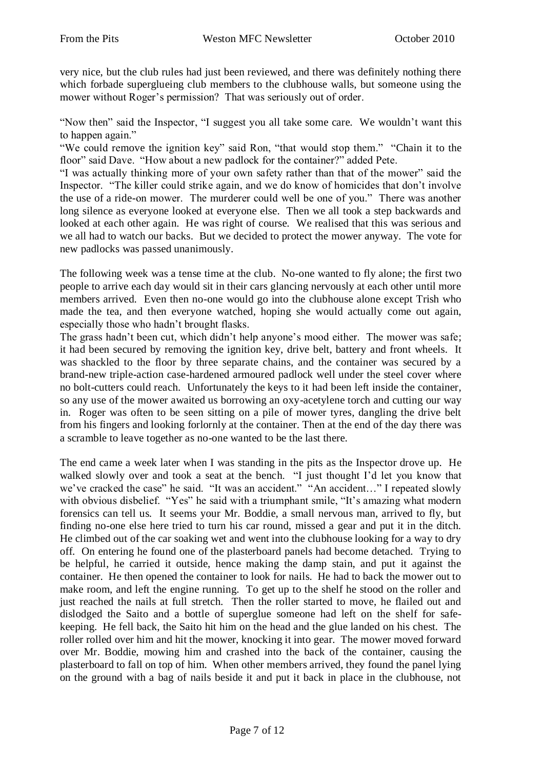very nice, but the club rules had just been reviewed, and there was definitely nothing there which forbade superglueing club members to the clubhouse walls, but someone using the mower without Roger's permission? That was seriously out of order.

"Now then" said the Inspector, "I suggest you all take some care. We wouldn't want this to happen again."

"We could remove the ignition key" said Ron, "that would stop them." "Chain it to the floor" said Dave. "How about a new padlock for the container?" added Pete.

"I was actually thinking more of your own safety rather than that of the mower" said the Inspector. "The killer could strike again, and we do know of homicides that don't involve the use of a ride-on mower. The murderer could well be one of you." There was another long silence as everyone looked at everyone else. Then we all took a step backwards and looked at each other again. He was right of course. We realised that this was serious and we all had to watch our backs. But we decided to protect the mower anyway. The vote for new padlocks was passed unanimously.

The following week was a tense time at the club. No-one wanted to fly alone; the first two people to arrive each day would sit in their cars glancing nervously at each other until more members arrived. Even then no-one would go into the clubhouse alone except Trish who made the tea, and then everyone watched, hoping she would actually come out again, especially those who hadn't brought flasks.

The grass hadn't been cut, which didn't help anyone's mood either. The mower was safe; it had been secured by removing the ignition key, drive belt, battery and front wheels. It was shackled to the floor by three separate chains, and the container was secured by a brand-new triple-action case-hardened armoured padlock well under the steel cover where no bolt-cutters could reach. Unfortunately the keys to it had been left inside the container, so any use of the mower awaited us borrowing an oxy-acetylene torch and cutting our way in. Roger was often to be seen sitting on a pile of mower tyres, dangling the drive belt from his fingers and looking forlornly at the container. Then at the end of the day there was a scramble to leave together as no-one wanted to be the last there.

The end came a week later when I was standing in the pits as the Inspector drove up. He walked slowly over and took a seat at the bench. "I just thought I'd let you know that we've cracked the case" he said. "It was an accident." "An accident…" I repeated slowly with obvious disbelief. "Yes" he said with a triumphant smile, "It's amazing what modern forensics can tell us. It seems your Mr. Boddie, a small nervous man, arrived to fly, but finding no-one else here tried to turn his car round, missed a gear and put it in the ditch. He climbed out of the car soaking wet and went into the clubhouse looking for a way to dry off. On entering he found one of the plasterboard panels had become detached. Trying to be helpful, he carried it outside, hence making the damp stain, and put it against the container. He then opened the container to look for nails. He had to back the mower out to make room, and left the engine running. To get up to the shelf he stood on the roller and just reached the nails at full stretch. Then the roller started to move, he flailed out and dislodged the Saito and a bottle of superglue someone had left on the shelf for safe-keeping. He fell back, the Saito hit him on the head and the glue landed on his chest. The roller rolled over him and hit the mower, knocking it into gear. The mower moved forward over Mr. Boddie, mowing him and crashed into the back of the container, causing the plasterboard to fall on top of him. When other members arrived, they found the panel lying on the ground with a bag of nails beside it and put it back in place in the clubhouse, not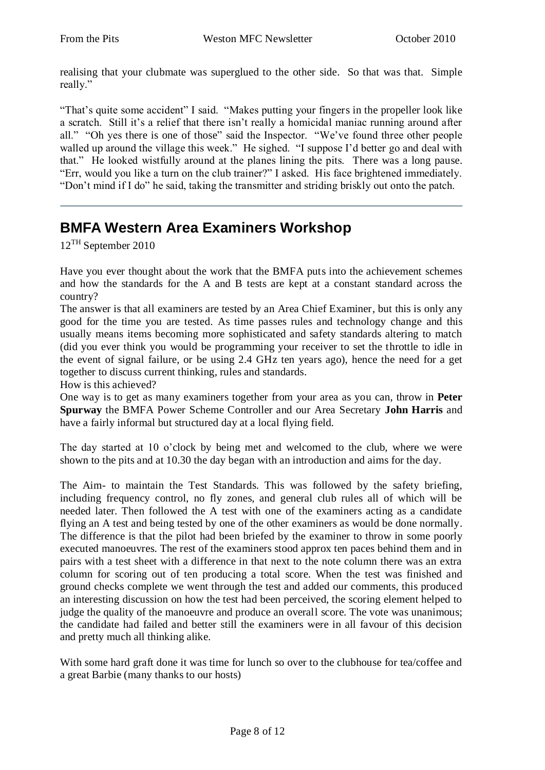realising that your clubmate was superglued to the other side. So that was that. Simple really."

"That's quite some accident" I said. "Makes putting your fingers in the propeller look like a scratch. Still it's a relief that there isn't really a homicidal maniac running around after all." "Oh yes there is one of those" said the Inspector. "We've found three other people walled up around the village this week." He sighed. "I suppose I'd better go and deal with that." He looked wistfully around at the planes lining the pits. There was a long pause. "Err, would you like a turn on the club trainer?" I asked. His face brightened immediately. "Don't mind if I do" he said, taking the transmitter and striding briskly out onto the patch.

---

## BMFA Western Area Examiners Workshop

12TH September 2010

Have you ever thought about the work that the BMFA puts into the achievement schemes and how the standards for the A and B tests are kept at a constant standard across the country?
The answer is that all examiners are tested by an Area Chief Examiner, but this is only any good for the time you are tested. As time passes rules and technology change and this usually means items becoming more sophisticated and safety standards altering to match (did you ever think you would be programming your receiver to set the throttle to idle in the event of signal failure, or be using 2.4 GHz ten years ago), hence the need for a get together to discuss current thinking, rules and standards.
How is this achieved?
One way is to get as many examiners together from your area as you can, throw in **Peter Spurway** the BMFA Power Scheme Controller and our Area Secretary **John Harris** and have a fairly informal but structured day at a local flying field.

The day started at 10 o'clock by being met and welcomed to the club, where we were shown to the pits and at 10.30 the day began with an introduction and aims for the day.

The Aim- to maintain the Test Standards. This was followed by the safety briefing, including frequency control, no fly zones, and general club rules all of which will be needed later. Then followed the A test with one of the examiners acting as a candidate flying an A test and being tested by one of the other examiners as would be done normally. The difference is that the pilot had been briefed by the examiner to throw in some poorly executed manoeuvres. The rest of the examiners stood approx ten paces behind them and in pairs with a test sheet with a difference in that next to the note column there was an extra column for scoring out of ten producing a total score. When the test was finished and ground checks complete we went through the test and added our comments, this produced an interesting discussion on how the test had been perceived, the scoring element helped to judge the quality of the manoeuvre and produce an overall score. The vote was unanimous; the candidate had failed and better still the examiners were in all favour of this decision and pretty much all thinking alike.

With some hard graft done it was time for lunch so over to the clubhouse for tea/coffee and a great Barbie (many thanks to our hosts)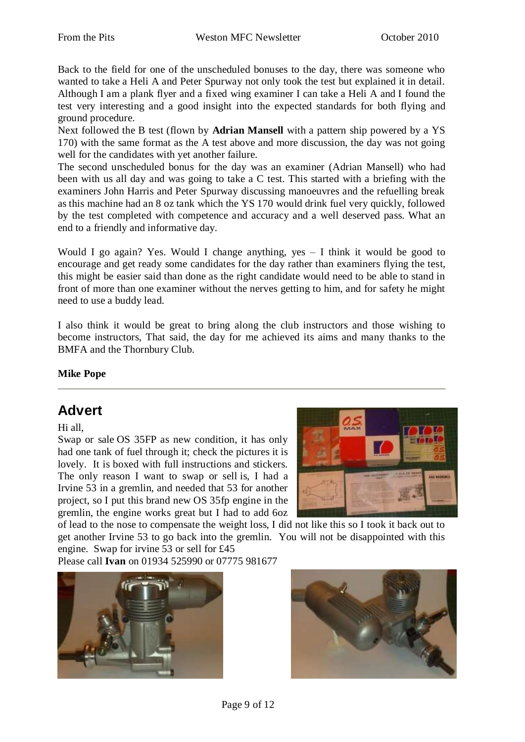Back to the field for one of the unscheduled bonuses to the day, there was someone who wanted to take a Heli A and Peter Spurway not only took the test but explained it in detail. Although I am a plank flyer and a fixed wing examiner I can take a Heli A and I found the test very interesting and a good insight into the expected standards for both flying and ground procedure.

Next followed the B test (flown by **Adrian Mansell** with a pattern ship powered by a YS 170) with the same format as the A test above and more discussion, the day was not going well for the candidates with yet another failure.

The second unscheduled bonus for the day was an examiner (Adrian Mansell) who had been with us all day and was going to take a C test. This started with a briefing with the examiners John Harris and Peter Spurway discussing manoeuvres and the refuelling break as this machine had an 8 oz tank which the YS 170 would drink fuel very quickly, followed by the test completed with competence and accuracy and a well deserved pass. What an end to a friendly and informative day.

Would I go again? Yes. Would I change anything, yes – I think it would be good to encourage and get ready some candidates for the day rather than examiners flying the test, this might be easier said than done as the right candidate would need to be able to stand in front of more than one examiner without the nerves getting to him, and for safety he might need to use a buddy lead.

I also think it would be great to bring along the club instructors and those wishing to become instructors, That said, the day for me achieved its aims and many thanks to the BMFA and the Thornbury Club.

**Mike Pope**

## Advert

Hi all,

Swap or sale OS 35FP as new condition, it has only had one tank of fuel through it; check the pictures it is lovely. It is boxed with full instructions and stickers. The only reason I want to swap or sell is, I had a Irvine 53 in a gremlin, and needed that 53 for another project, so I put this brand new OS 35fp engine in the gremlin, the engine works great but I had to add 6oz of lead to the nose to compensate the weight loss, I did not like this so I took it back out to get another Irvine 53 to go back into the gremlin. You will not be disappointed with this engine. Swap for irvine 53 or sell for £45

Please call **Ivan** on 01934 525990 or 07775 981677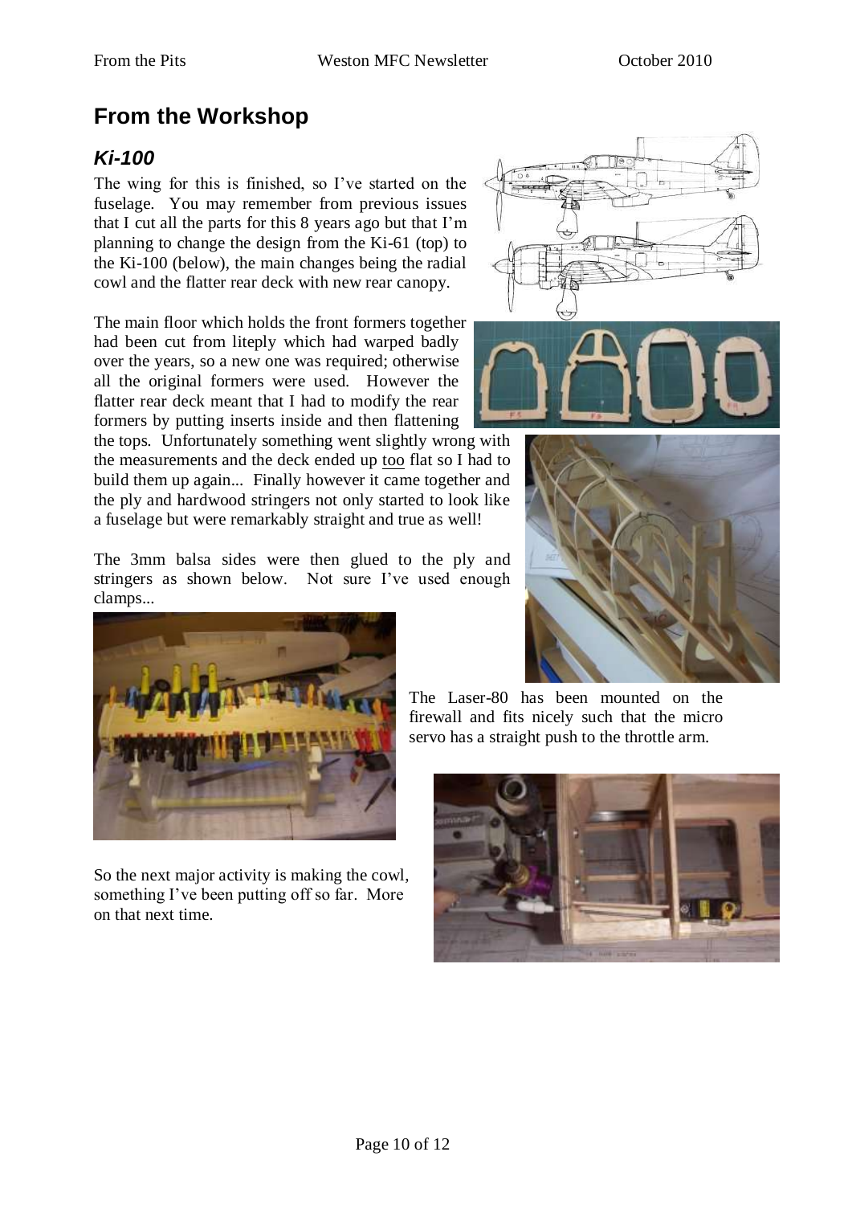## From the Workshop

### *Ki-100*

The wing for this is finished, so I've started on the fuselage. You may remember from previous issues that I cut all the parts for this 8 years ago but that I'm planning to change the design from the Ki-61 (top) to the Ki-100 (below), the main changes being the radial cowl and the flatter rear deck with new rear canopy.

The main floor which holds the front formers together had been cut from liteply which had warped badly over the years, so a new one was required; otherwise all the original formers were used. However the flatter rear deck meant that I had to modify the rear formers by putting inserts inside and then flattening the tops. Unfortunately something went slightly wrong with the measurements and the deck ended up <u>too</u> flat so I had to build them up again... Finally however it came together and the ply and hardwood stringers not only started to look like a fuselage but were remarkably straight and true as well!

The 3mm balsa sides were then glued to the ply and stringers as shown below. Not sure I've used enough clamps...

The Laser-80 has been mounted on the firewall and fits nicely such that the micro servo has a straight push to the throttle arm.

So the next major activity is making the cowl, something I've been putting off so far. More on that next time.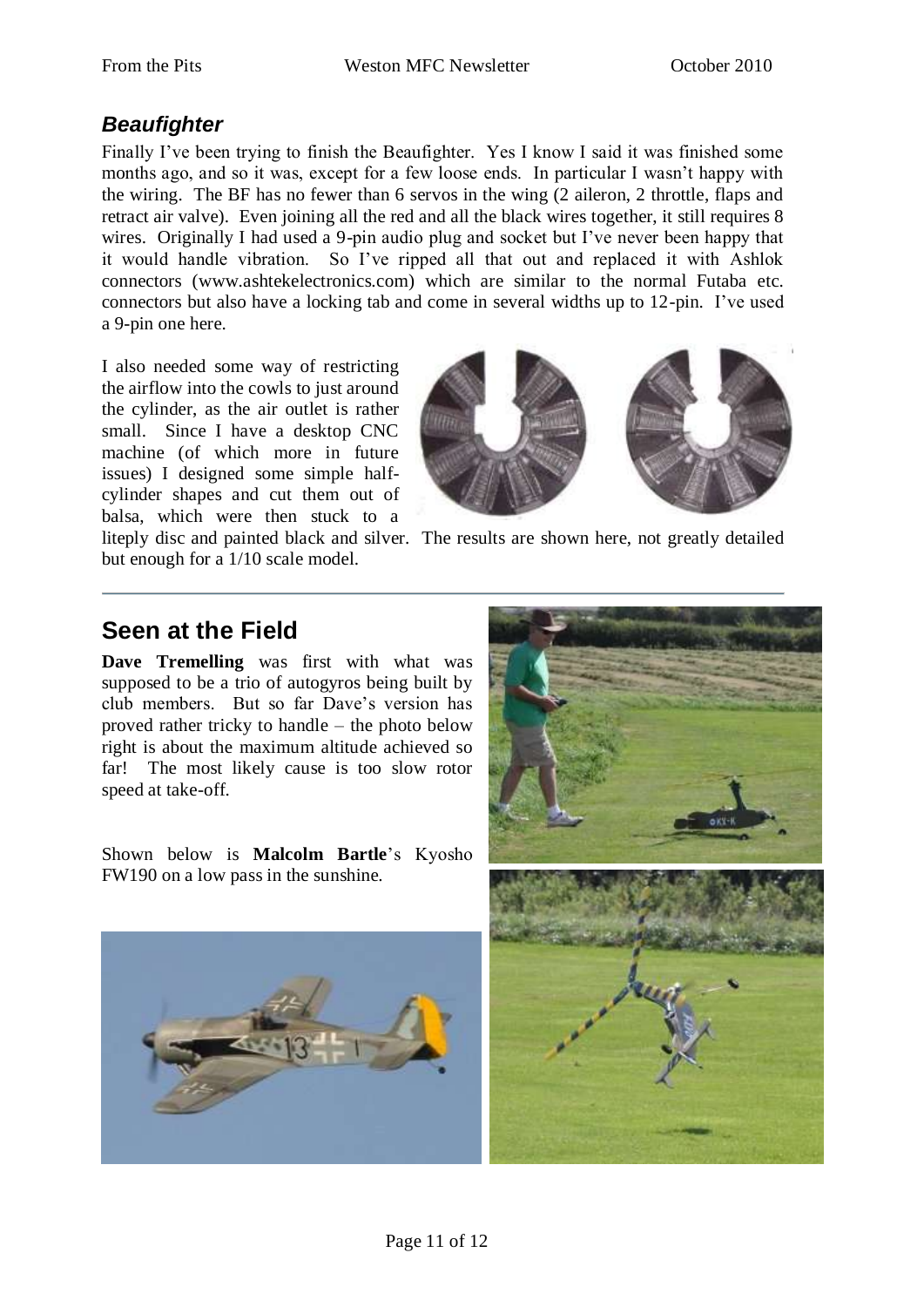### *Beaufighter*

Finally I've been trying to finish the Beaufighter. Yes I know I said it was finished some months ago, and so it was, except for a few loose ends. In particular I wasn't happy with the wiring. The BF has no fewer than 6 servos in the wing (2 aileron, 2 throttle, flaps and retract air valve). Even joining all the red and all the black wires together, it still requires 8 wires. Originally I had used a 9-pin audio plug and socket but I've never been happy that it would handle vibration. So I've ripped all that out and replaced it with Ashlok connectors (www.ashtekelectronics.com) which are similar to the normal Futaba etc. connectors but also have a locking tab and come in several widths up to 12-pin. I've used a 9-pin one here.

I also needed some way of restricting the airflow into the cowls to just around the cylinder, as the air outlet is rather small. Since I have a desktop CNC machine (of which more in future issues) I designed some simple half-cylinder shapes and cut them out of balsa, which were then stuck to a liteply disc and painted black and silver. The results are shown here, not greatly detailed but enough for a 1/10 scale model.

## Seen at the Field

**Dave Tremelling** was first with what was supposed to be a trio of autogyros being built by club members. But so far Dave's version has proved rather tricky to handle – the photo below right is about the maximum altitude achieved so far! The most likely cause is too slow rotor speed at take-off.

Shown below is **Malcolm Bartle**'s Kyosho FW190 on a low pass in the sunshine.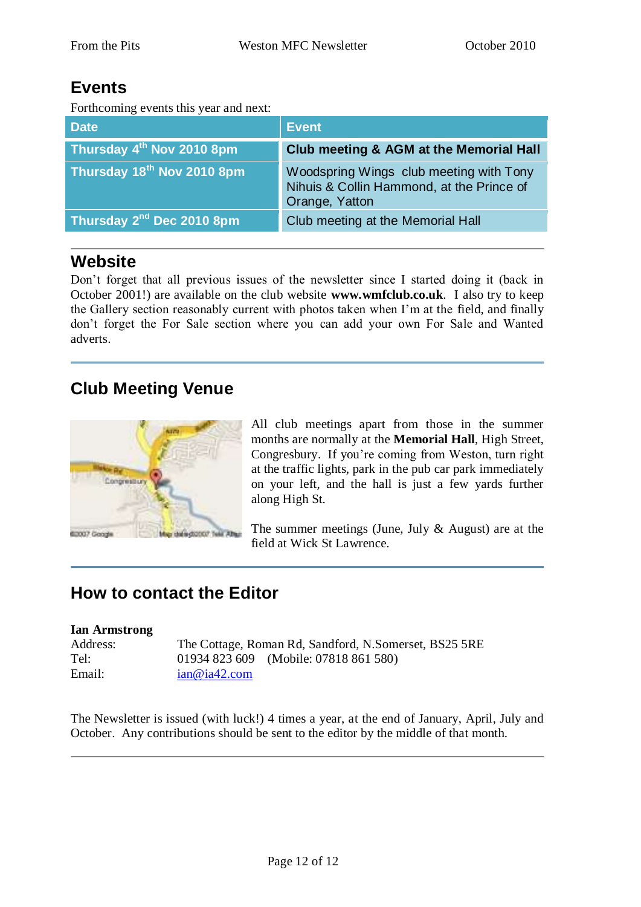## Events

Forthcoming events this year and next:

| Date | Event |
|---|---|
| Thursday 4th Nov 2010 8pm | **Club meeting & AGM at the Memorial Hall** |
| Thursday 18th Nov 2010 8pm | Woodspring Wings club meeting with Tony Nihuis & Collin Hammond, at the Prince of Orange, Yatton |
| Thursday 2nd Dec 2010 8pm | Club meeting at the Memorial Hall |

## Website

Don't forget that all previous issues of the newsletter since I started doing it (back in October 2001!) are available on the club website **www.wmfclub.co.uk**. I also try to keep the Gallery section reasonably current with photos taken when I'm at the field, and finally don't forget the For Sale section where you can add your own For Sale and Wanted adverts.

## Club Meeting Venue

All club meetings apart from those in the summer months are normally at the **Memorial Hall**, High Street, Congresbury. If you're coming from Weston, turn right at the traffic lights, park in the pub car park immediately on your left, and the hall is just a few yards further along High St.

The summer meetings (June, July & August) are at the field at Wick St Lawrence.

## How to contact the Editor

**Ian Armstrong**

| | |
|---|---|
| Address: | The Cottage, Roman Rd, Sandford, N.Somerset, BS25 5RE |
| Tel: | 01934 823 609 (Mobile: 07818 861 580) |
| Email: | ian@ia42.com |

The Newsletter is issued (with luck!) 4 times a year, at the end of January, April, July and October. Any contributions should be sent to the editor by the middle of that month.